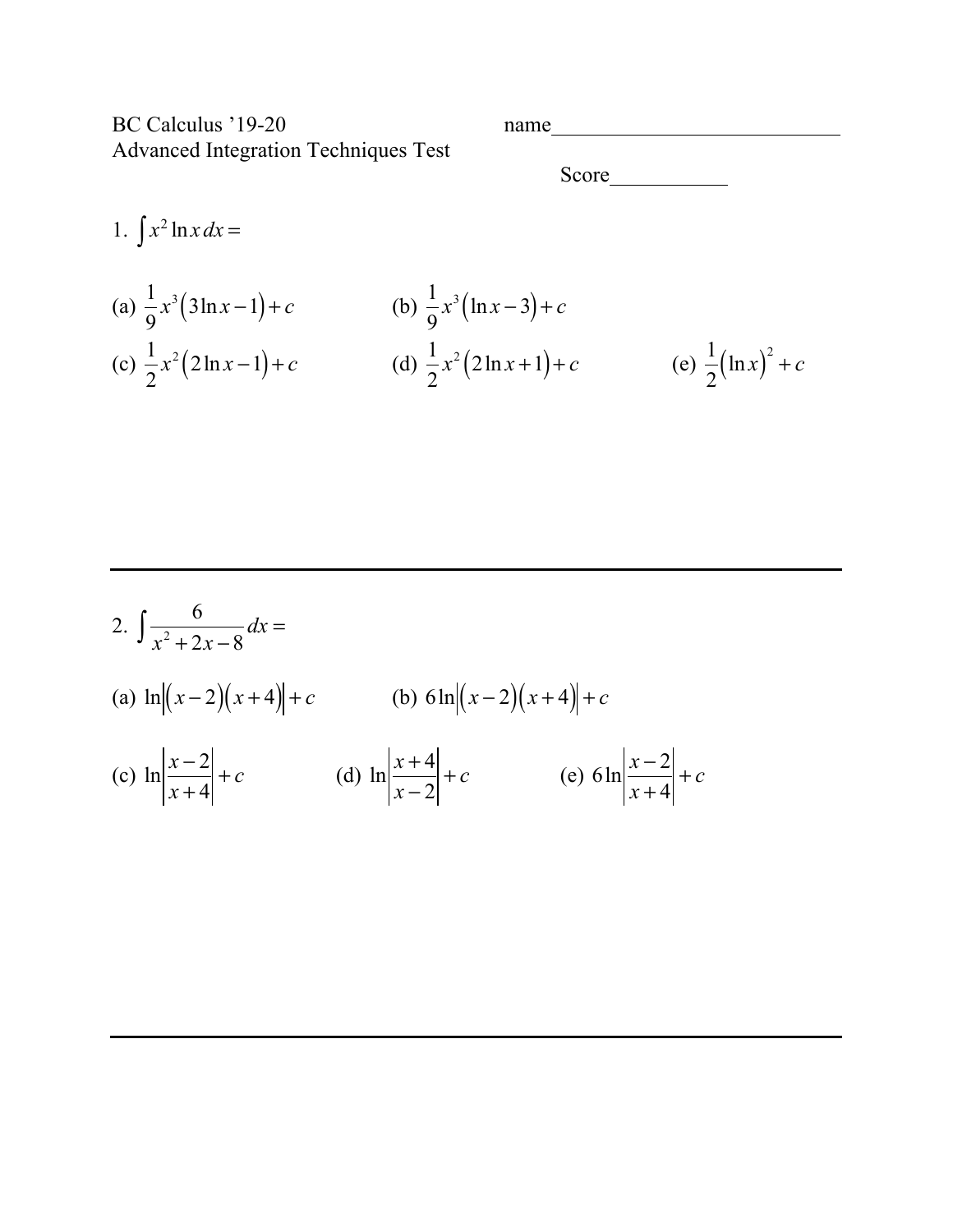BC Calculus '19-20 name___________________________

Advanced Integration Techniques Test

Score___________

1. $\int x^2 \ln x \, dx =$

(a) $\frac{1}{9}x^3\left(3\ln x - 1\right) + c$ (b) $\frac{1}{9}x^3\left(\ln x - 3\right) + c$

(c) $\frac{1}{2}x^2\left(2\ln x - 1\right) + c$ (d) $\frac{1}{2}x^2\left(2\ln x + 1\right) + c$ (e) $\frac{1}{2}\left(\ln x\right)^2 + c$

---

2. $\int \frac{6}{x^2 + 2x - 8} dx =$

(a) $\ln\left|\left(x-2\right)\left(x+4\right)\right| + c$ (b) $6\ln\left|\left(x-2\right)\left(x+4\right)\right| + c$

(c) $\ln\left|\frac{x-2}{x+4}\right| + c$ (d) $\ln\left|\frac{x+4}{x-2}\right| + c$ (e) $6\ln\left|\frac{x-2}{x+4}\right| + c$

---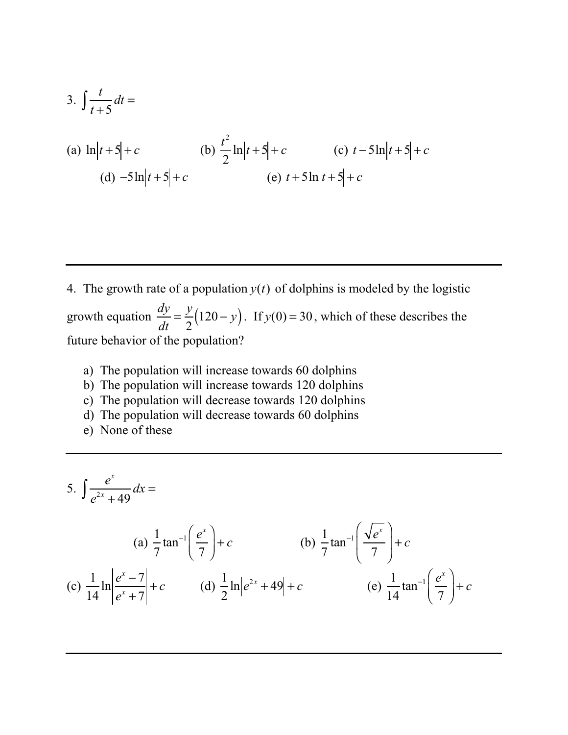3. $\int \frac{t}{t+5}\,dt =$

(a) $\ln|t+5|+c$ (b) $\frac{t^2}{2}\ln|t+5|+c$ (c) $t-5\ln|t+5|+c$

(d) $-5\ln|t+5|+c$ (e) $t+5\ln|t+5|+c$

---

4. The growth rate of a population $y(t)$ of dolphins is modeled by the logistic growth equation $\frac{dy}{dt}=\frac{y}{2}(120-y)$. If $y(0)=30$, which of these describes the future behavior of the population?

a) The population will increase towards 60 dolphins
b) The population will increase towards 120 dolphins
c) The population will decrease towards 120 dolphins
d) The population will decrease towards 60 dolphins
e) None of these

---

5. $\int \frac{e^x}{e^{2x}+49}\,dx =$

(a) $\frac{1}{7}\tan^{-1}\left(\frac{e^x}{7}\right)+c$ (b) $\frac{1}{7}\tan^{-1}\left(\frac{\sqrt{e^x}}{7}\right)+c$

(c) $\frac{1}{14}\ln\left|\frac{e^x-7}{e^x+7}\right|+c$ (d) $\frac{1}{2}\ln\left|e^{2x}+49\right|+c$ (e) $\frac{1}{14}\tan^{-1}\left(\frac{e^x}{7}\right)+c$

---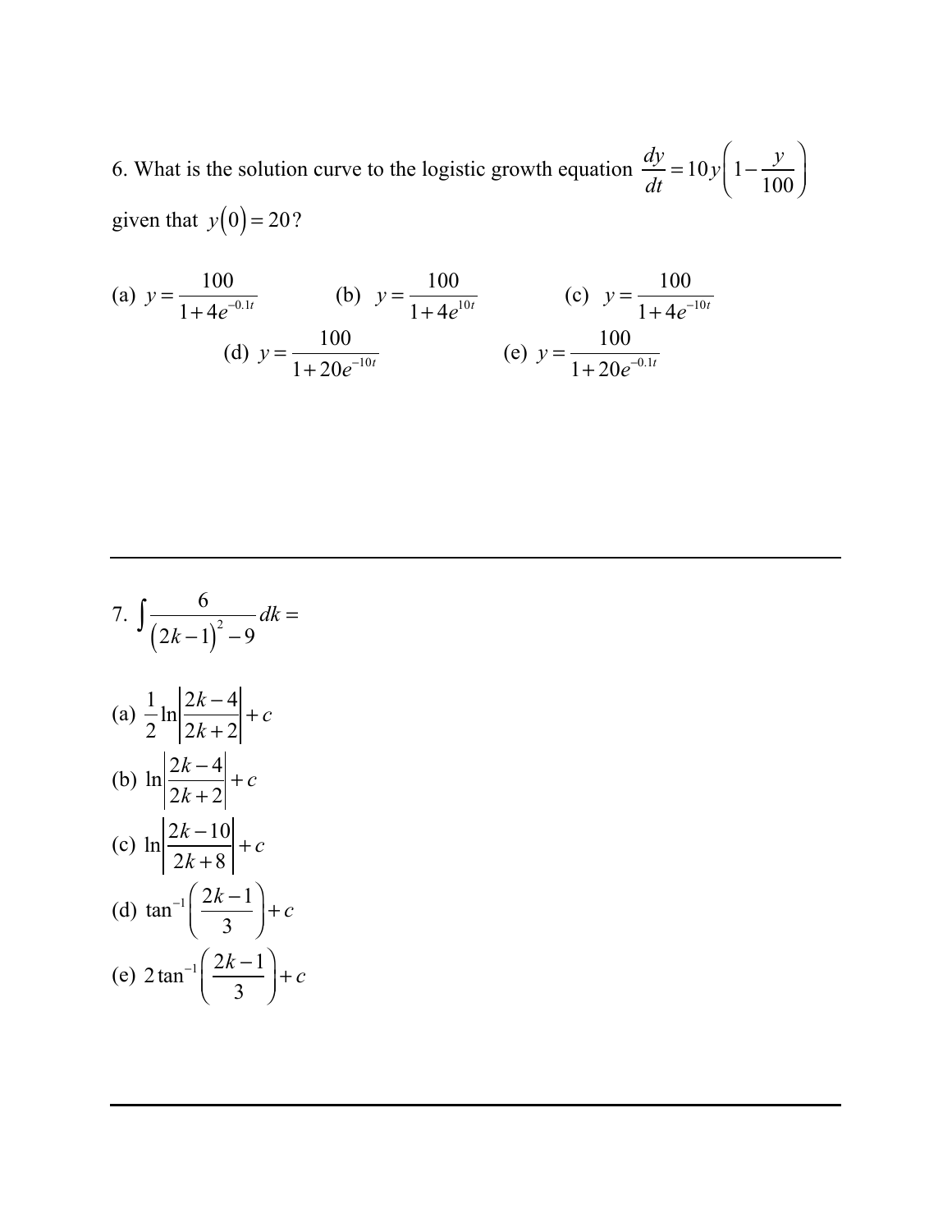6. What is the solution curve to the logistic growth equation $\frac{dy}{dt} = 10y\left(1 - \frac{y}{100}\right)$ given that $y(0) = 20$?

(a) $y = \frac{100}{1+4e^{-0.1t}}$ (b) $y = \frac{100}{1+4e^{10t}}$ (c) $y = \frac{100}{1+4e^{-10t}}$

(d) $y = \frac{100}{1+20e^{-10t}}$ (e) $y = \frac{100}{1+20e^{-0.1t}}$

---

7. $\int \frac{6}{(2k-1)^2 - 9} dk =$

(a) $\frac{1}{2}\ln\left|\frac{2k-4}{2k+2}\right| + c$

(b) $\ln\left|\frac{2k-4}{2k+2}\right| + c$

(c) $\ln\left|\frac{2k-10}{2k+8}\right| + c$

(d) $\tan^{-1}\left(\frac{2k-1}{3}\right) + c$

(e) $2\tan^{-1}\left(\frac{2k-1}{3}\right) + c$

---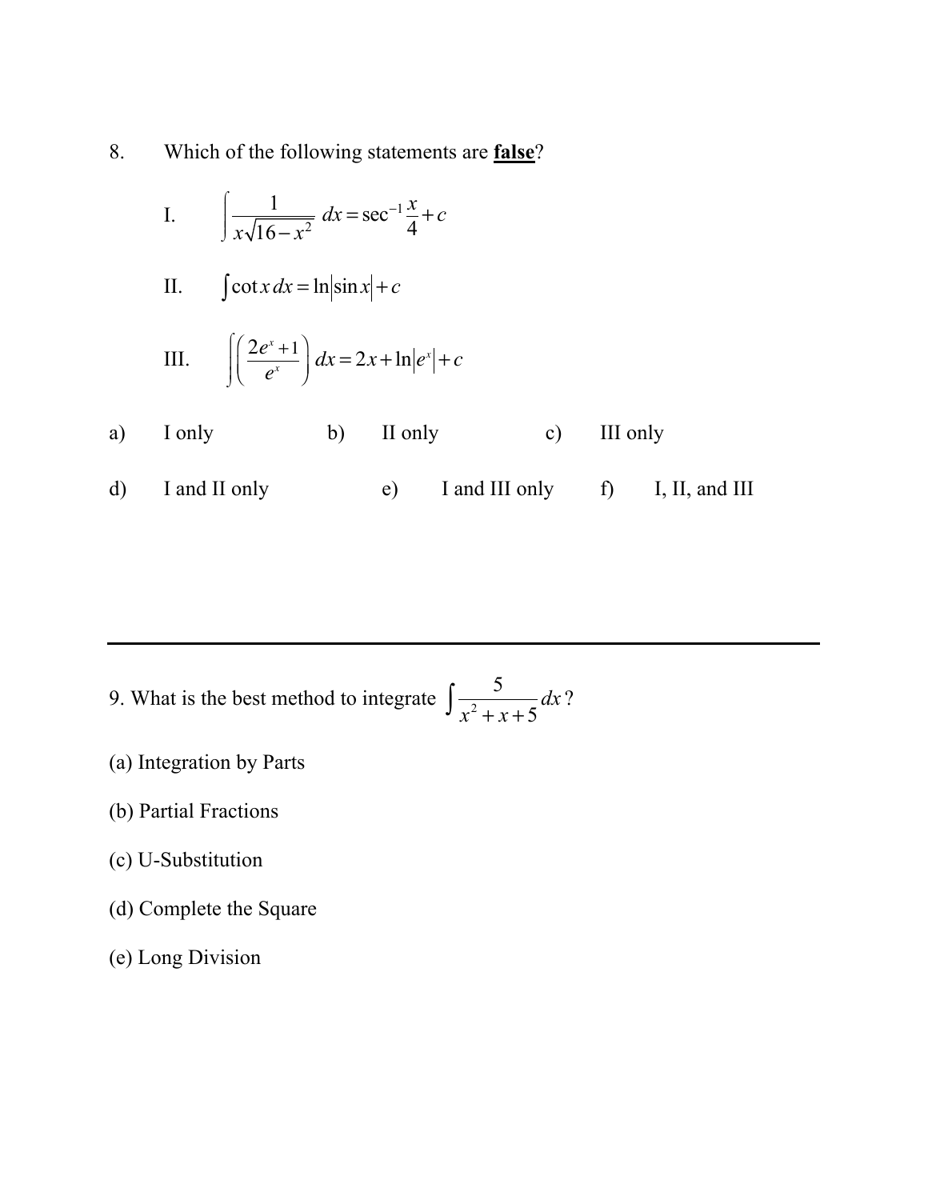8. Which of the following statements are **false**?

I. $\displaystyle\int \frac{1}{x\sqrt{16-x^2}}\,dx = \sec^{-1}\frac{x}{4} + c$

II. $\displaystyle\int \cot x\,dx = \ln\left|\sin x\right| + c$

III. $\displaystyle\int \left(\frac{2e^x+1}{e^x}\right)dx = 2x + \ln\left|e^x\right| + c$

a) I only  b) II only  c) III only

d) I and II only  e) I and III only  f) I, II, and III

---

9. What is the best method to integrate $\displaystyle\int \frac{5}{x^2+x+5}\,dx$?

(a) Integration by Parts

(b) Partial Fractions

(c) U-Substitution

(d) Complete the Square

(e) Long Division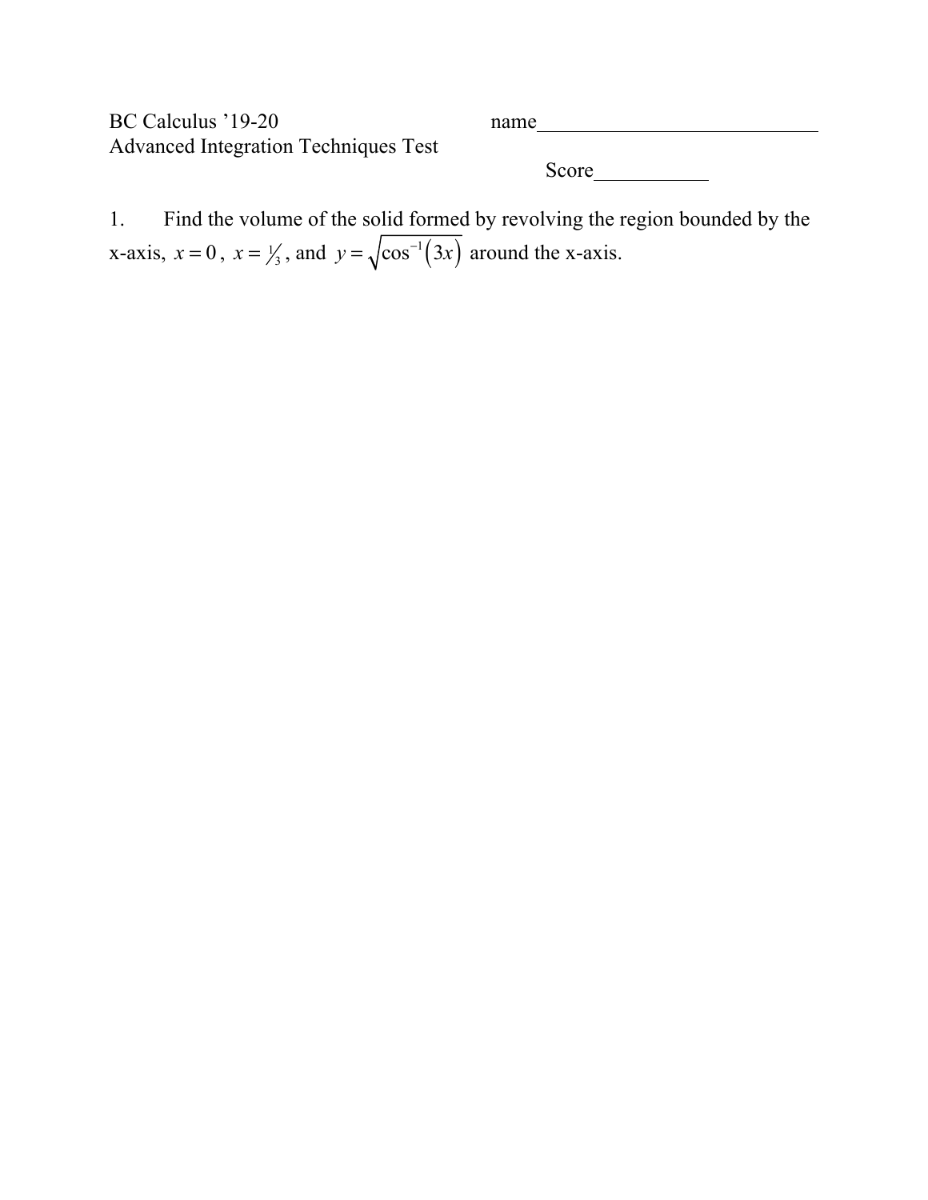BC Calculus '19-20 name___________________________

Advanced Integration Techniques Test

Score___________

1. Find the volume of the solid formed by revolving the region bounded by the x-axis, $x = 0$, $x = \frac{1}{3}$, and $y = \sqrt{\cos^{-1}(3x)}$ around the x-axis.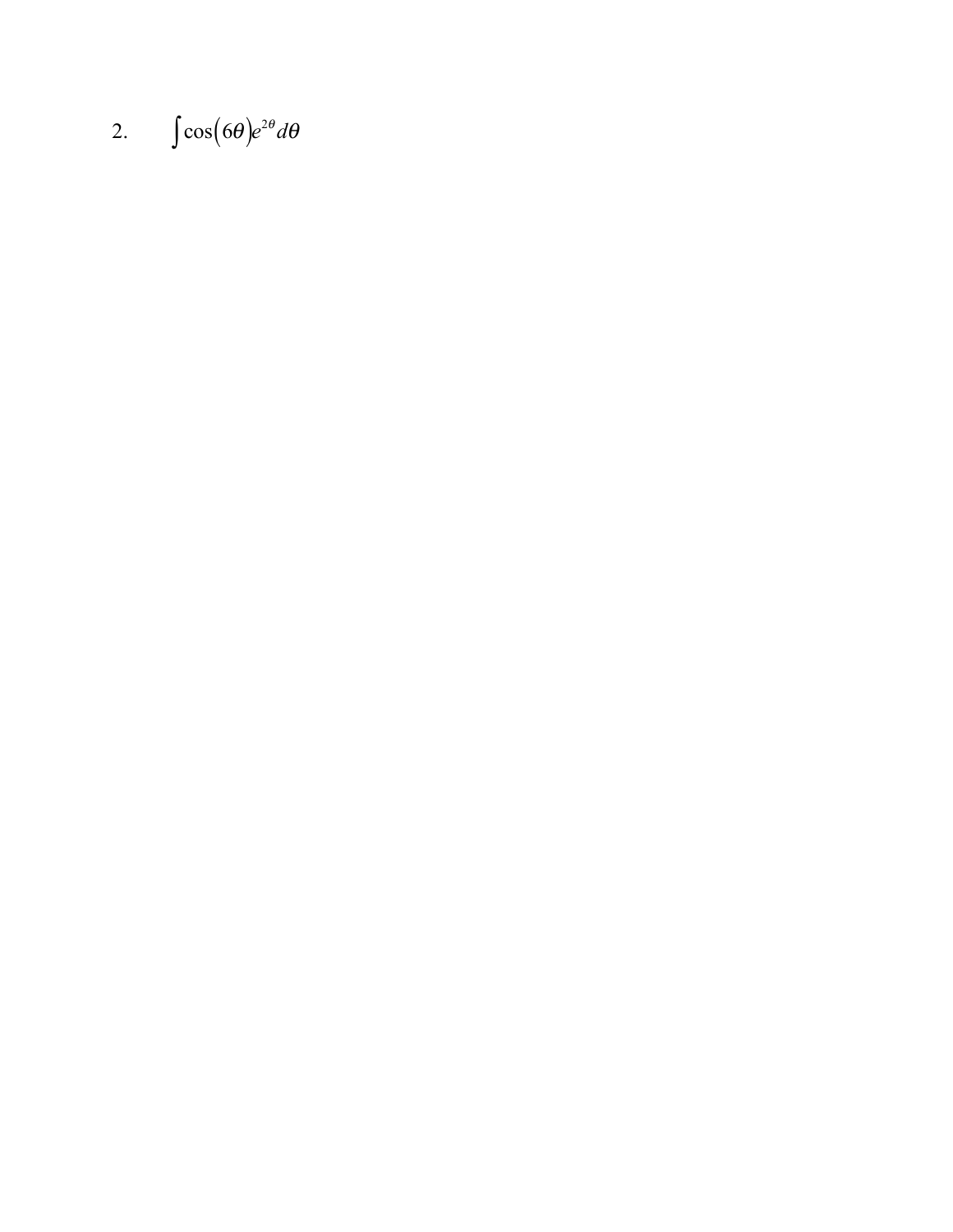2. $\int \cos(6\theta)e^{2\theta}\,d\theta$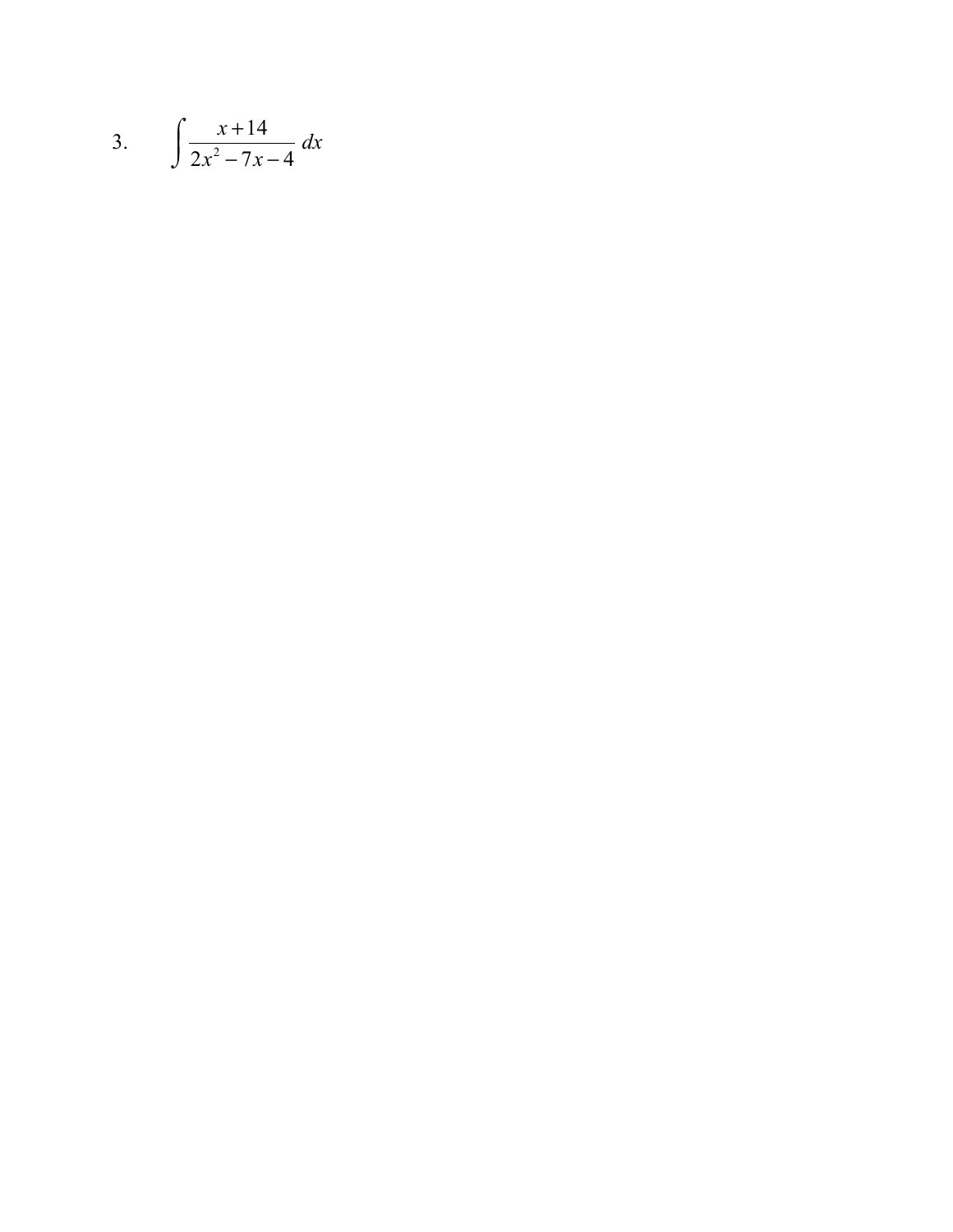3. $$\int \frac{x+14}{2x^2-7x-4}\,dx$$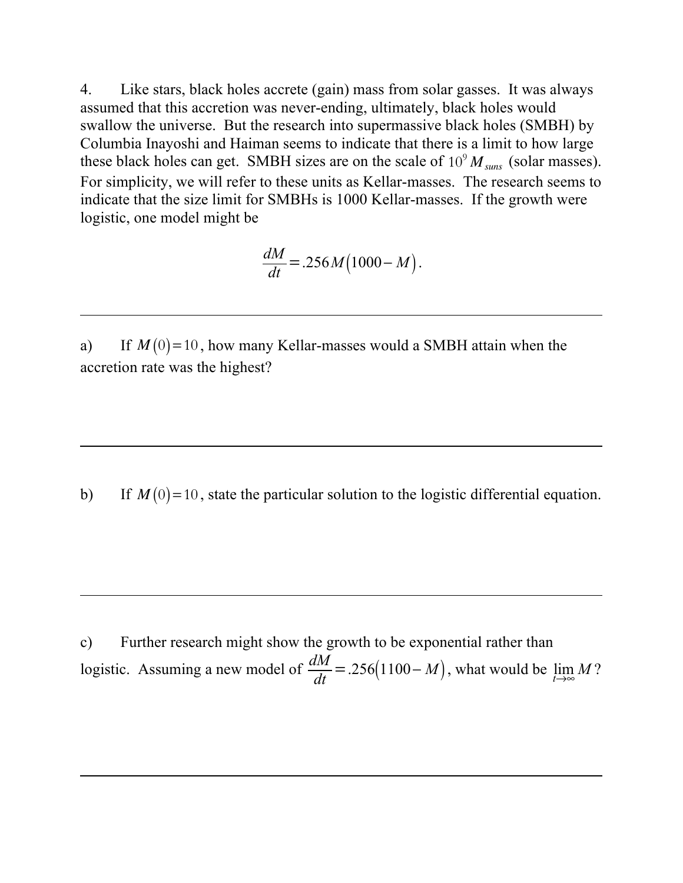4. Like stars, black holes accrete (gain) mass from solar gasses. It was always assumed that this accretion was never-ending, ultimately, black holes would swallow the universe. But the research into supermassive black holes (SMBH) by Columbia Inayoshi and Haiman seems to indicate that there is a limit to how large these black holes can get. SMBH sizes are on the scale of $10^9 M_{suns}$ (solar masses). For simplicity, we will refer to these units as Kellar-masses. The research seems to indicate that the size limit for SMBHs is 1000 Kellar-masses. If the growth were logistic, one model might be

$$\frac{dM}{dt} = .256M(1000 - M).$$

---

a) If $M(0) = 10$, how many Kellar-masses would a SMBH attain when the accretion rate was the highest?

---

b) If $M(0) = 10$, state the particular solution to the logistic differential equation.

---

c) Further research might show the growth to be exponential rather than logistic. Assuming a new model of $\frac{dM}{dt} = .256(1100 - M)$, what would be $\lim_{t \to \infty} M$?

---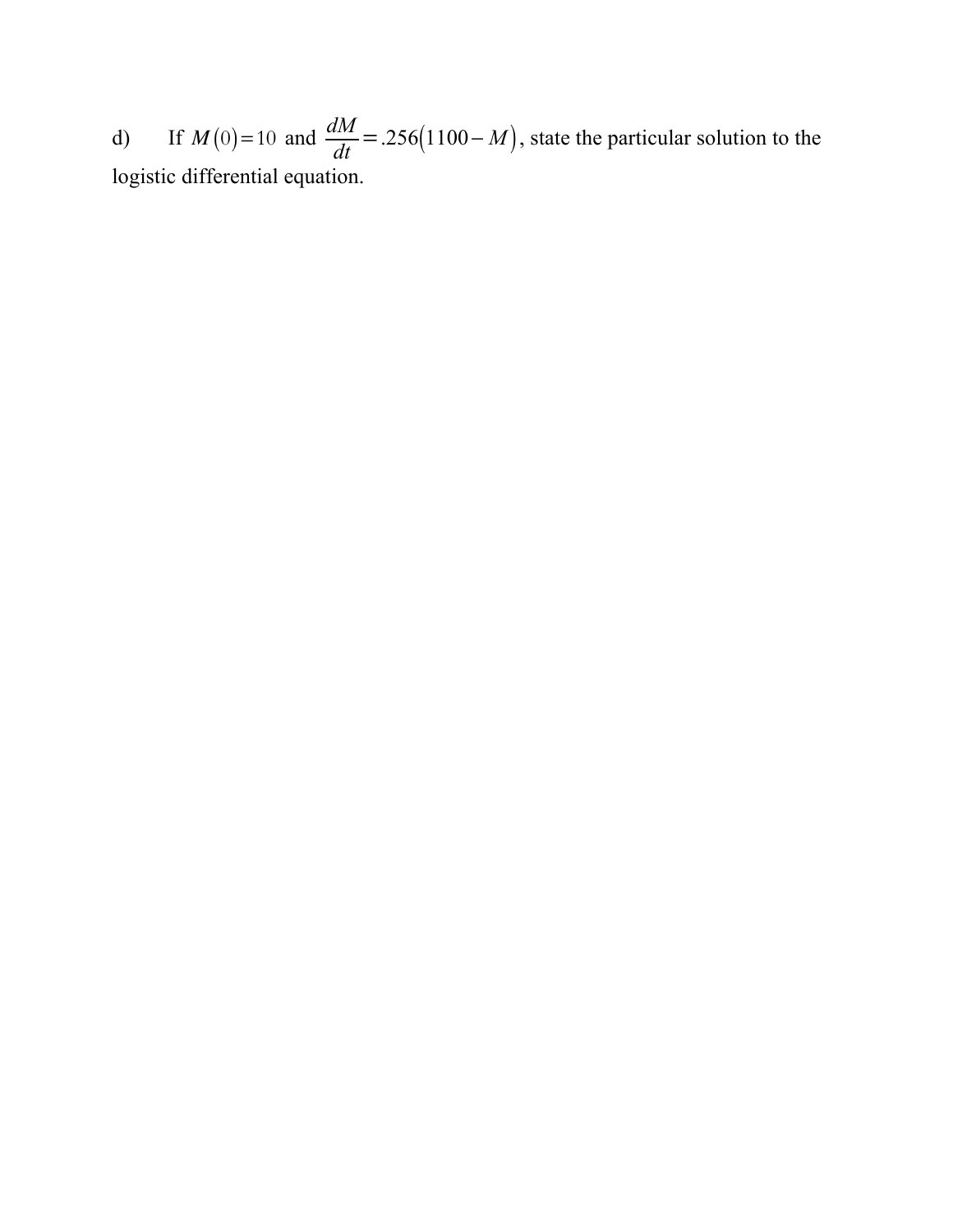d) If $M(0) = 10$ and $\frac{dM}{dt} = .256(1100 - M)$, state the particular solution to the logistic differential equation.